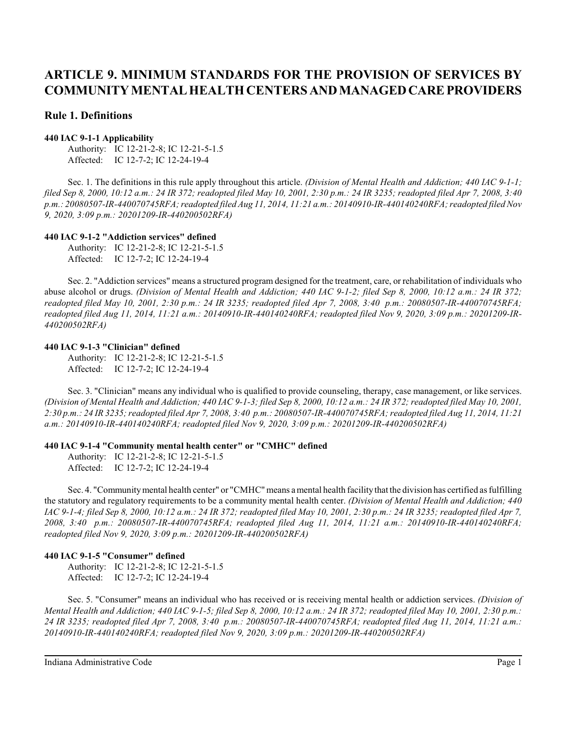# ARTICLE 9. MINIMUM STANDARDS FOR THE PROVISION OF SERVICES BY COMMUNITY MENTAL HEALTH CENTERS AND MANAGED CARE PROVIDERS

## Rule 1. Definitions

**440 IAC 9-1-1 Applicability**

Authority: IC 12-21-2-8; IC 12-21-5-1.5
Affected: IC 12-7-2; IC 12-24-19-4

Sec. 1. The definitions in this rule apply throughout this article. *(Division of Mental Health and Addiction; 440 IAC 9-1-1; filed Sep 8, 2000, 10:12 a.m.: 24 IR 372; readopted filed May 10, 2001, 2:30 p.m.: 24 IR 3235; readopted filed Apr 7, 2008, 3:40 p.m.: 20080507-IR-440070745RFA; readopted filed Aug 11, 2014, 11:21 a.m.: 20140910-IR-440140240RFA; readopted filed Nov 9, 2020, 3:09 p.m.: 20201209-IR-440200502RFA)*

**440 IAC 9-1-2 "Addiction services" defined**

Authority: IC 12-21-2-8; IC 12-21-5-1.5
Affected: IC 12-7-2; IC 12-24-19-4

Sec. 2. "Addiction services" means a structured program designed for the treatment, care, or rehabilitation of individuals who abuse alcohol or drugs. *(Division of Mental Health and Addiction; 440 IAC 9-1-2; filed Sep 8, 2000, 10:12 a.m.: 24 IR 372; readopted filed May 10, 2001, 2:30 p.m.: 24 IR 3235; readopted filed Apr 7, 2008, 3:40 p.m.: 20080507-IR-440070745RFA; readopted filed Aug 11, 2014, 11:21 a.m.: 20140910-IR-440140240RFA; readopted filed Nov 9, 2020, 3:09 p.m.: 20201209-IR-440200502RFA)*

**440 IAC 9-1-3 "Clinician" defined**

Authority: IC 12-21-2-8; IC 12-21-5-1.5
Affected: IC 12-7-2; IC 12-24-19-4

Sec. 3. "Clinician" means any individual who is qualified to provide counseling, therapy, case management, or like services. *(Division of Mental Health and Addiction; 440 IAC 9-1-3; filed Sep 8, 2000, 10:12 a.m.: 24 IR 372; readopted filed May 10, 2001, 2:30 p.m.: 24 IR 3235; readopted filed Apr 7, 2008, 3:40 p.m.: 20080507-IR-440070745RFA; readopted filed Aug 11, 2014, 11:21 a.m.: 20140910-IR-440140240RFA; readopted filed Nov 9, 2020, 3:09 p.m.: 20201209-IR-440200502RFA)*

**440 IAC 9-1-4 "Community mental health center" or "CMHC" defined**

Authority: IC 12-21-2-8; IC 12-21-5-1.5
Affected: IC 12-7-2; IC 12-24-19-4

Sec. 4. "Community mental health center" or "CMHC" means a mental health facility that the division has certified as fulfilling the statutory and regulatory requirements to be a community mental health center. *(Division of Mental Health and Addiction; 440 IAC 9-1-4; filed Sep 8, 2000, 10:12 a.m.: 24 IR 372; readopted filed May 10, 2001, 2:30 p.m.: 24 IR 3235; readopted filed Apr 7, 2008, 3:40 p.m.: 20080507-IR-440070745RFA; readopted filed Aug 11, 2014, 11:21 a.m.: 20140910-IR-440140240RFA; readopted filed Nov 9, 2020, 3:09 p.m.: 20201209-IR-440200502RFA)*

**440 IAC 9-1-5 "Consumer" defined**

Authority: IC 12-21-2-8; IC 12-21-5-1.5
Affected: IC 12-7-2; IC 12-24-19-4

Sec. 5. "Consumer" means an individual who has received or is receiving mental health or addiction services. *(Division of Mental Health and Addiction; 440 IAC 9-1-5; filed Sep 8, 2000, 10:12 a.m.: 24 IR 372; readopted filed May 10, 2001, 2:30 p.m.: 24 IR 3235; readopted filed Apr 7, 2008, 3:40 p.m.: 20080507-IR-440070745RFA; readopted filed Aug 11, 2014, 11:21 a.m.: 20140910-IR-440140240RFA; readopted filed Nov 9, 2020, 3:09 p.m.: 20201209-IR-440200502RFA)*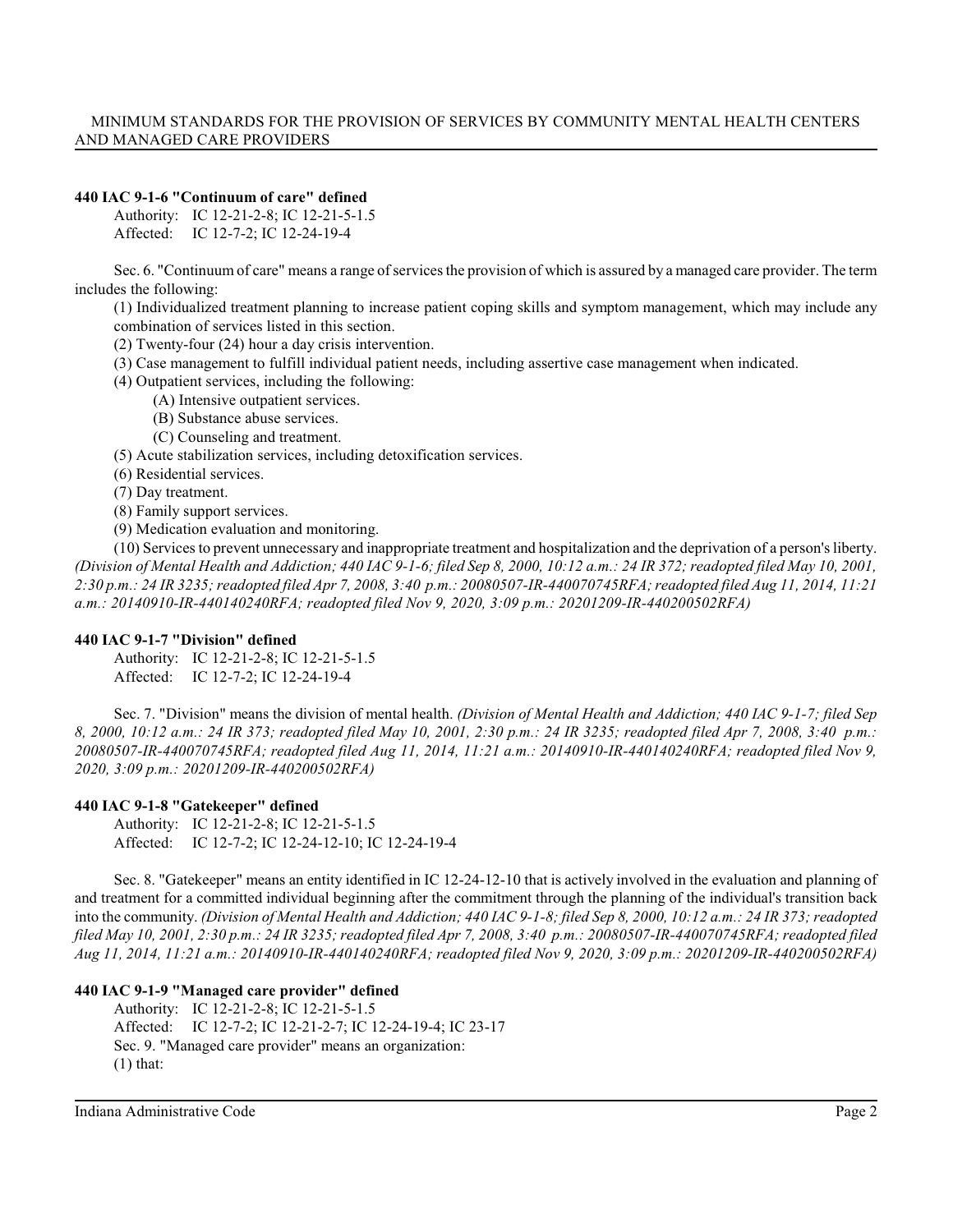### 440 IAC 9-1-6 "Continuum of care" defined

Authority: IC 12-21-2-8; IC 12-21-5-1.5
Affected: IC 12-7-2; IC 12-24-19-4

Sec. 6. "Continuum of care" means a range of services the provision of which is assured by a managed care provider. The term includes the following:

(1) Individualized treatment planning to increase patient coping skills and symptom management, which may include any combination of services listed in this section.

(2) Twenty-four (24) hour a day crisis intervention.

(3) Case management to fulfill individual patient needs, including assertive case management when indicated.

(4) Outpatient services, including the following:

(A) Intensive outpatient services.

(B) Substance abuse services.

(C) Counseling and treatment.

(5) Acute stabilization services, including detoxification services.

(6) Residential services.

(7) Day treatment.

(8) Family support services.

(9) Medication evaluation and monitoring.

(10) Services to prevent unnecessary and inappropriate treatment and hospitalization and the deprivation of a person's liberty. *(Division of Mental Health and Addiction; 440 IAC 9-1-6; filed Sep 8, 2000, 10:12 a.m.: 24 IR 372; readopted filed May 10, 2001, 2:30 p.m.: 24 IR 3235; readopted filed Apr 7, 2008, 3:40 p.m.: 20080507-IR-440070745RFA; readopted filed Aug 11, 2014, 11:21 a.m.: 20140910-IR-440140240RFA; readopted filed Nov 9, 2020, 3:09 p.m.: 20201209-IR-440200502RFA)*

### 440 IAC 9-1-7 "Division" defined

Authority: IC 12-21-2-8; IC 12-21-5-1.5
Affected: IC 12-7-2; IC 12-24-19-4

Sec. 7. "Division" means the division of mental health. *(Division of Mental Health and Addiction; 440 IAC 9-1-7; filed Sep 8, 2000, 10:12 a.m.: 24 IR 373; readopted filed May 10, 2001, 2:30 p.m.: 24 IR 3235; readopted filed Apr 7, 2008, 3:40 p.m.: 20080507-IR-440070745RFA; readopted filed Aug 11, 2014, 11:21 a.m.: 20140910-IR-440140240RFA; readopted filed Nov 9, 2020, 3:09 p.m.: 20201209-IR-440200502RFA)*

### 440 IAC 9-1-8 "Gatekeeper" defined

Authority: IC 12-21-2-8; IC 12-21-5-1.5
Affected: IC 12-7-2; IC 12-24-12-10; IC 12-24-19-4

Sec. 8. "Gatekeeper" means an entity identified in IC 12-24-12-10 that is actively involved in the evaluation and planning of and treatment for a committed individual beginning after the commitment through the planning of the individual's transition back into the community. *(Division of Mental Health and Addiction; 440 IAC 9-1-8; filed Sep 8, 2000, 10:12 a.m.: 24 IR 373; readopted filed May 10, 2001, 2:30 p.m.: 24 IR 3235; readopted filed Apr 7, 2008, 3:40 p.m.: 20080507-IR-440070745RFA; readopted filed Aug 11, 2014, 11:21 a.m.: 20140910-IR-440140240RFA; readopted filed Nov 9, 2020, 3:09 p.m.: 20201209-IR-440200502RFA)*

### 440 IAC 9-1-9 "Managed care provider" defined

Authority: IC 12-21-2-8; IC 12-21-5-1.5
Affected: IC 12-7-2; IC 12-21-2-7; IC 12-24-19-4; IC 23-17

Sec. 9. "Managed care provider" means an organization:

(1) that: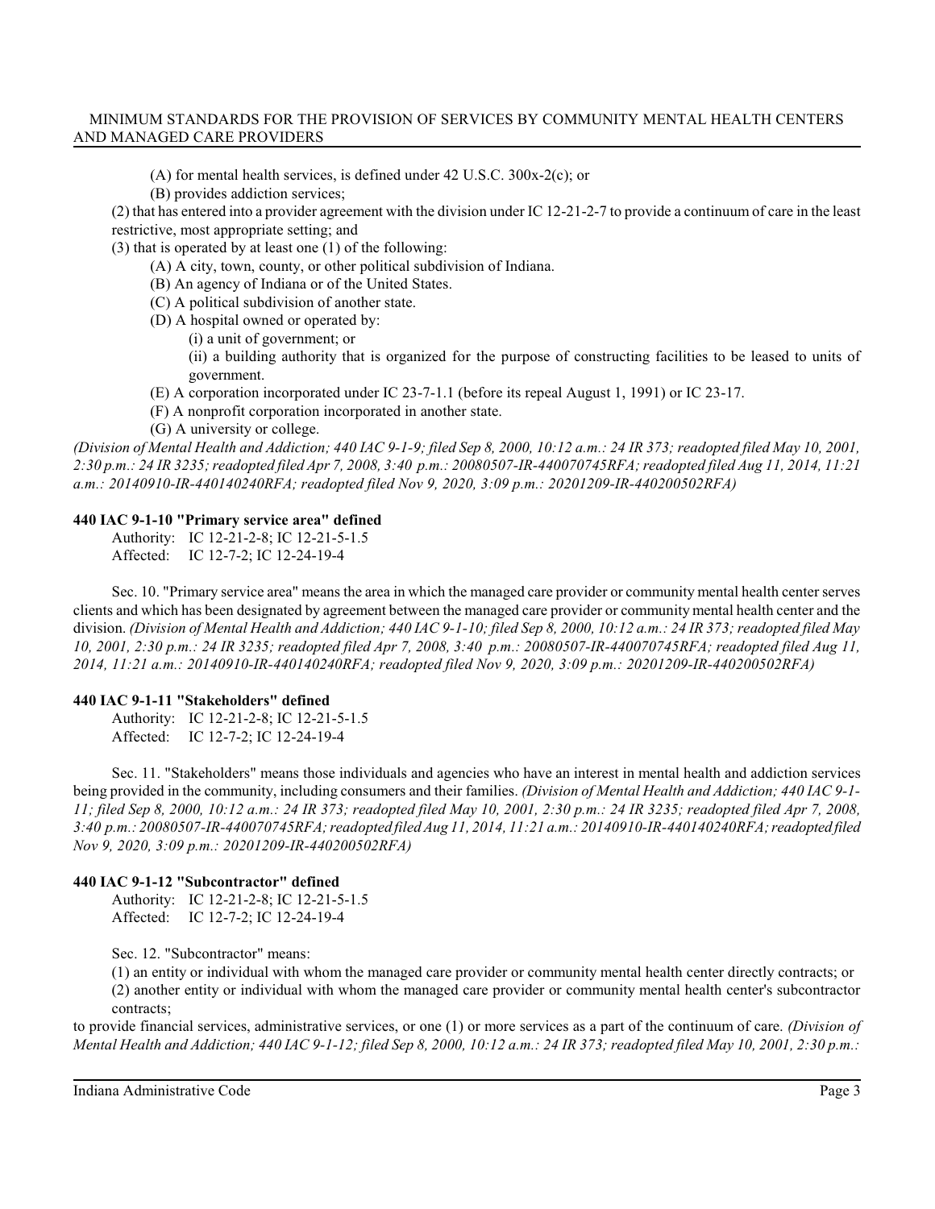(A) for mental health services, is defined under 42 U.S.C. 300x-2(c); or

(B) provides addiction services;

(2) that has entered into a provider agreement with the division under IC 12-21-2-7 to provide a continuum of care in the least restrictive, most appropriate setting; and

(3) that is operated by at least one (1) of the following:

(A) A city, town, county, or other political subdivision of Indiana.

(B) An agency of Indiana or of the United States.

(C) A political subdivision of another state.

(D) A hospital owned or operated by:

(i) a unit of government; or

(ii) a building authority that is organized for the purpose of constructing facilities to be leased to units of government.

(E) A corporation incorporated under IC 23-7-1.1 (before its repeal August 1, 1991) or IC 23-17.

(F) A nonprofit corporation incorporated in another state.

(G) A university or college.

*(Division of Mental Health and Addiction; 440 IAC 9-1-9; filed Sep 8, 2000, 10:12 a.m.: 24 IR 373; readopted filed May 10, 2001, 2:30 p.m.: 24 IR 3235; readopted filed Apr 7, 2008, 3:40 p.m.: 20080507-IR-440070745RFA; readopted filed Aug 11, 2014, 11:21 a.m.: 20140910-IR-440140240RFA; readopted filed Nov 9, 2020, 3:09 p.m.: 20201209-IR-440200502RFA)*

### 440 IAC 9-1-10 "Primary service area" defined

Authority: IC 12-21-2-8; IC 12-21-5-1.5
Affected: IC 12-7-2; IC 12-24-19-4

Sec. 10. "Primary service area" means the area in which the managed care provider or community mental health center serves clients and which has been designated by agreement between the managed care provider or community mental health center and the division. *(Division of Mental Health and Addiction; 440 IAC 9-1-10; filed Sep 8, 2000, 10:12 a.m.: 24 IR 373; readopted filed May 10, 2001, 2:30 p.m.: 24 IR 3235; readopted filed Apr 7, 2008, 3:40 p.m.: 20080507-IR-440070745RFA; readopted filed Aug 11, 2014, 11:21 a.m.: 20140910-IR-440140240RFA; readopted filed Nov 9, 2020, 3:09 p.m.: 20201209-IR-440200502RFA)*

### 440 IAC 9-1-11 "Stakeholders" defined

Authority: IC 12-21-2-8; IC 12-21-5-1.5
Affected: IC 12-7-2; IC 12-24-19-4

Sec. 11. "Stakeholders" means those individuals and agencies who have an interest in mental health and addiction services being provided in the community, including consumers and their families. *(Division of Mental Health and Addiction; 440 IAC 9-1-11; filed Sep 8, 2000, 10:12 a.m.: 24 IR 373; readopted filed May 10, 2001, 2:30 p.m.: 24 IR 3235; readopted filed Apr 7, 2008, 3:40 p.m.: 20080507-IR-440070745RFA; readopted filed Aug 11, 2014, 11:21 a.m.: 20140910-IR-440140240RFA; readopted filed Nov 9, 2020, 3:09 p.m.: 20201209-IR-440200502RFA)*

### 440 IAC 9-1-12 "Subcontractor" defined

Authority: IC 12-21-2-8; IC 12-21-5-1.5
Affected: IC 12-7-2; IC 12-24-19-4

Sec. 12. "Subcontractor" means:

(1) an entity or individual with whom the managed care provider or community mental health center directly contracts; or

(2) another entity or individual with whom the managed care provider or community mental health center's subcontractor contracts;

to provide financial services, administrative services, or one (1) or more services as a part of the continuum of care. *(Division of Mental Health and Addiction; 440 IAC 9-1-12; filed Sep 8, 2000, 10:12 a.m.: 24 IR 373; readopted filed May 10, 2001, 2:30 p.m.:*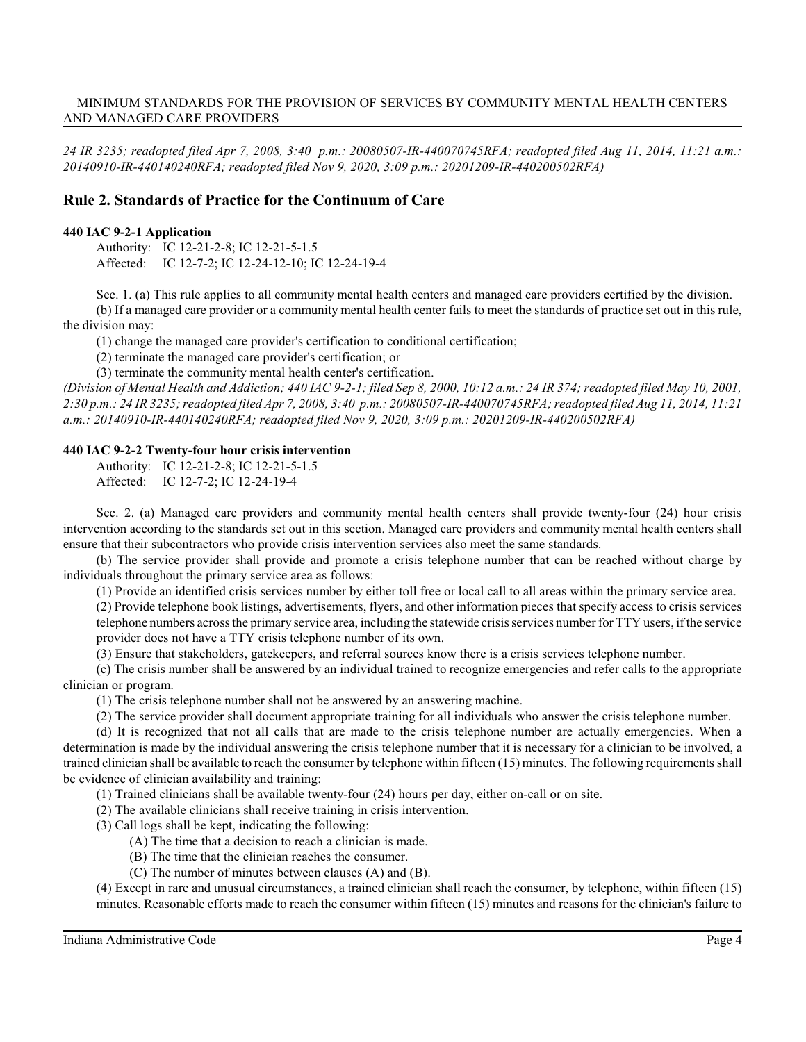*24 IR 3235; readopted filed Apr 7, 2008, 3:40 p.m.: 20080507-IR-440070745RFA; readopted filed Aug 11, 2014, 11:21 a.m.: 20140910-IR-440140240RFA; readopted filed Nov 9, 2020, 3:09 p.m.: 20201209-IR-440200502RFA)*

## Rule 2. Standards of Practice for the Continuum of Care

### 440 IAC 9-2-1 Application

Authority: IC 12-21-2-8; IC 12-21-5-1.5
Affected: IC 12-7-2; IC 12-24-12-10; IC 12-24-19-4

Sec. 1. (a) This rule applies to all community mental health centers and managed care providers certified by the division.

(b) If a managed care provider or a community mental health center fails to meet the standards of practice set out in this rule, the division may:

(1) change the managed care provider's certification to conditional certification;

(2) terminate the managed care provider's certification; or

(3) terminate the community mental health center's certification.

*(Division of Mental Health and Addiction; 440 IAC 9-2-1; filed Sep 8, 2000, 10:12 a.m.: 24 IR 374; readopted filed May 10, 2001, 2:30 p.m.: 24 IR 3235; readopted filed Apr 7, 2008, 3:40 p.m.: 20080507-IR-440070745RFA; readopted filed Aug 11, 2014, 11:21 a.m.: 20140910-IR-440140240RFA; readopted filed Nov 9, 2020, 3:09 p.m.: 20201209-IR-440200502RFA)*

### 440 IAC 9-2-2 Twenty-four hour crisis intervention

Authority: IC 12-21-2-8; IC 12-21-5-1.5
Affected: IC 12-7-2; IC 12-24-19-4

Sec. 2. (a) Managed care providers and community mental health centers shall provide twenty-four (24) hour crisis intervention according to the standards set out in this section. Managed care providers and community mental health centers shall ensure that their subcontractors who provide crisis intervention services also meet the same standards.

(b) The service provider shall provide and promote a crisis telephone number that can be reached without charge by individuals throughout the primary service area as follows:

(1) Provide an identified crisis services number by either toll free or local call to all areas within the primary service area.

(2) Provide telephone book listings, advertisements, flyers, and other information pieces that specify access to crisis services telephone numbers across the primary service area, including the statewide crisis services number for TTY users, if the service provider does not have a TTY crisis telephone number of its own.

(3) Ensure that stakeholders, gatekeepers, and referral sources know there is a crisis services telephone number.

(c) The crisis number shall be answered by an individual trained to recognize emergencies and refer calls to the appropriate clinician or program.

(1) The crisis telephone number shall not be answered by an answering machine.

(2) The service provider shall document appropriate training for all individuals who answer the crisis telephone number.

(d) It is recognized that not all calls that are made to the crisis telephone number are actually emergencies. When a determination is made by the individual answering the crisis telephone number that it is necessary for a clinician to be involved, a trained clinician shall be available to reach the consumer by telephone within fifteen (15) minutes. The following requirements shall be evidence of clinician availability and training:

(1) Trained clinicians shall be available twenty-four (24) hours per day, either on-call or on site.

(2) The available clinicians shall receive training in crisis intervention.

(3) Call logs shall be kept, indicating the following:

(A) The time that a decision to reach a clinician is made.

(B) The time that the clinician reaches the consumer.

(C) The number of minutes between clauses (A) and (B).

(4) Except in rare and unusual circumstances, a trained clinician shall reach the consumer, by telephone, within fifteen (15) minutes. Reasonable efforts made to reach the consumer within fifteen (15) minutes and reasons for the clinician's failure to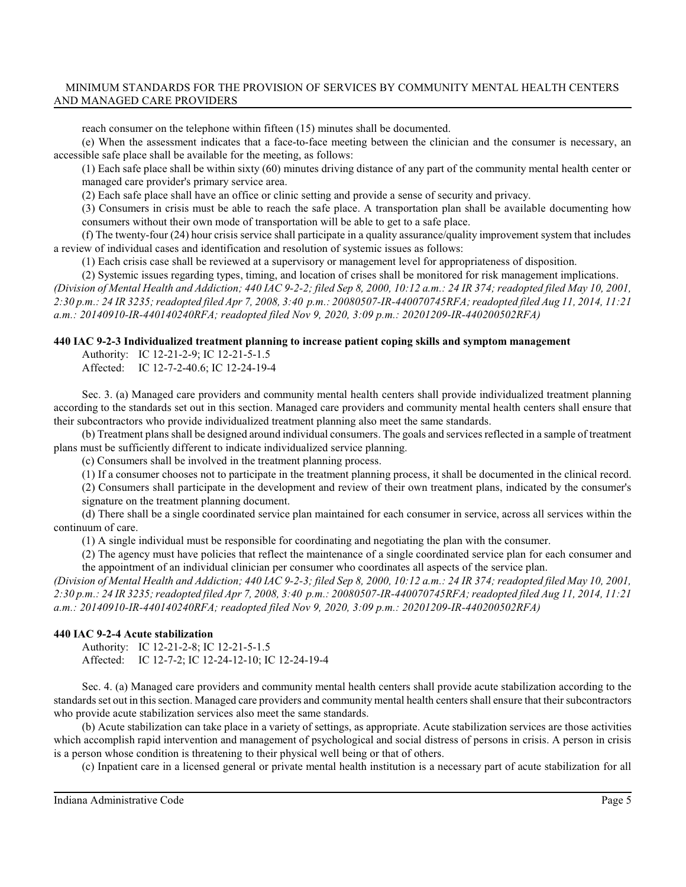reach consumer on the telephone within fifteen (15) minutes shall be documented.

(e) When the assessment indicates that a face-to-face meeting between the clinician and the consumer is necessary, an accessible safe place shall be available for the meeting, as follows:

(1) Each safe place shall be within sixty (60) minutes driving distance of any part of the community mental health center or managed care provider's primary service area.

(2) Each safe place shall have an office or clinic setting and provide a sense of security and privacy.

(3) Consumers in crisis must be able to reach the safe place. A transportation plan shall be available documenting how consumers without their own mode of transportation will be able to get to a safe place.

(f) The twenty-four (24) hour crisis service shall participate in a quality assurance/quality improvement system that includes a review of individual cases and identification and resolution of systemic issues as follows:

(1) Each crisis case shall be reviewed at a supervisory or management level for appropriateness of disposition.

(2) Systemic issues regarding types, timing, and location of crises shall be monitored for risk management implications.

*(Division of Mental Health and Addiction; 440 IAC 9-2-2; filed Sep 8, 2000, 10:12 a.m.: 24 IR 374; readopted filed May 10, 2001, 2:30 p.m.: 24 IR 3235; readopted filed Apr 7, 2008, 3:40 p.m.: 20080507-IR-440070745RFA; readopted filed Aug 11, 2014, 11:21 a.m.: 20140910-IR-440140240RFA; readopted filed Nov 9, 2020, 3:09 p.m.: 20201209-IR-440200502RFA)*

**440 IAC 9-2-3 Individualized treatment planning to increase patient coping skills and symptom management**

Authority: IC 12-21-2-9; IC 12-21-5-1.5
Affected: IC 12-7-2-40.6; IC 12-24-19-4

Sec. 3. (a) Managed care providers and community mental health centers shall provide individualized treatment planning according to the standards set out in this section. Managed care providers and community mental health centers shall ensure that their subcontractors who provide individualized treatment planning also meet the same standards.

(b) Treatment plans shall be designed around individual consumers. The goals and services reflected in a sample of treatment plans must be sufficiently different to indicate individualized service planning.

(c) Consumers shall be involved in the treatment planning process.

(1) If a consumer chooses not to participate in the treatment planning process, it shall be documented in the clinical record.

(2) Consumers shall participate in the development and review of their own treatment plans, indicated by the consumer's signature on the treatment planning document.

(d) There shall be a single coordinated service plan maintained for each consumer in service, across all services within the continuum of care.

(1) A single individual must be responsible for coordinating and negotiating the plan with the consumer.

(2) The agency must have policies that reflect the maintenance of a single coordinated service plan for each consumer and the appointment of an individual clinician per consumer who coordinates all aspects of the service plan.

*(Division of Mental Health and Addiction; 440 IAC 9-2-3; filed Sep 8, 2000, 10:12 a.m.: 24 IR 374; readopted filed May 10, 2001, 2:30 p.m.: 24 IR 3235; readopted filed Apr 7, 2008, 3:40 p.m.: 20080507-IR-440070745RFA; readopted filed Aug 11, 2014, 11:21 a.m.: 20140910-IR-440140240RFA; readopted filed Nov 9, 2020, 3:09 p.m.: 20201209-IR-440200502RFA)*

**440 IAC 9-2-4 Acute stabilization**

Authority: IC 12-21-2-8; IC 12-21-5-1.5
Affected: IC 12-7-2; IC 12-24-12-10; IC 12-24-19-4

Sec. 4. (a) Managed care providers and community mental health centers shall provide acute stabilization according to the standards set out in this section. Managed care providers and community mental health centers shall ensure that their subcontractors who provide acute stabilization services also meet the same standards.

(b) Acute stabilization can take place in a variety of settings, as appropriate. Acute stabilization services are those activities which accomplish rapid intervention and management of psychological and social distress of persons in crisis. A person in crisis is a person whose condition is threatening to their physical well being or that of others.

(c) Inpatient care in a licensed general or private mental health institution is a necessary part of acute stabilization for all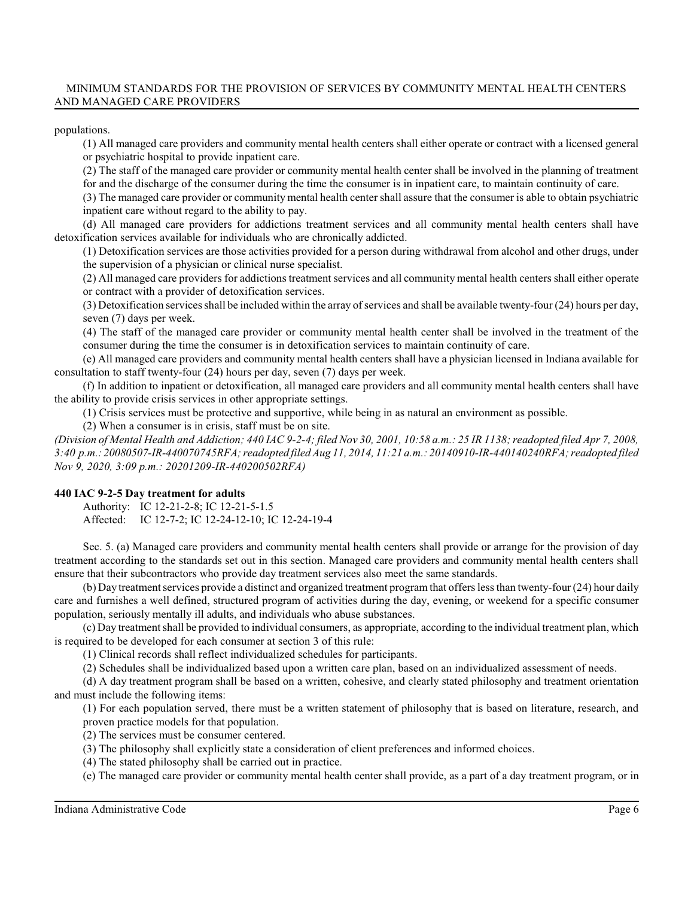populations.

(1) All managed care providers and community mental health centers shall either operate or contract with a licensed general or psychiatric hospital to provide inpatient care.

(2) The staff of the managed care provider or community mental health center shall be involved in the planning of treatment for and the discharge of the consumer during the time the consumer is in inpatient care, to maintain continuity of care.

(3) The managed care provider or community mental health center shall assure that the consumer is able to obtain psychiatric inpatient care without regard to the ability to pay.

(d) All managed care providers for addictions treatment services and all community mental health centers shall have detoxification services available for individuals who are chronically addicted.

(1) Detoxification services are those activities provided for a person during withdrawal from alcohol and other drugs, under the supervision of a physician or clinical nurse specialist.

(2) All managed care providers for addictions treatment services and all community mental health centers shall either operate or contract with a provider of detoxification services.

(3) Detoxification services shall be included within the array of services and shall be available twenty-four (24) hours per day, seven (7) days per week.

(4) The staff of the managed care provider or community mental health center shall be involved in the treatment of the consumer during the time the consumer is in detoxification services to maintain continuity of care.

(e) All managed care providers and community mental health centers shall have a physician licensed in Indiana available for consultation to staff twenty-four (24) hours per day, seven (7) days per week.

(f) In addition to inpatient or detoxification, all managed care providers and all community mental health centers shall have the ability to provide crisis services in other appropriate settings.

(1) Crisis services must be protective and supportive, while being in as natural an environment as possible.

(2) When a consumer is in crisis, staff must be on site.

*(Division of Mental Health and Addiction; 440 IAC 9-2-4; filed Nov 30, 2001, 10:58 a.m.: 25 IR 1138; readopted filed Apr 7, 2008, 3:40 p.m.: 20080507-IR-440070745RFA; readopted filed Aug 11, 2014, 11:21 a.m.: 20140910-IR-440140240RFA; readopted filed Nov 9, 2020, 3:09 p.m.: 20201209-IR-440200502RFA)*

**440 IAC 9-2-5 Day treatment for adults**

Authority: IC 12-21-2-8; IC 12-21-5-1.5
Affected: IC 12-7-2; IC 12-24-12-10; IC 12-24-19-4

Sec. 5. (a) Managed care providers and community mental health centers shall provide or arrange for the provision of day treatment according to the standards set out in this section. Managed care providers and community mental health centers shall ensure that their subcontractors who provide day treatment services also meet the same standards.

(b) Day treatment services provide a distinct and organized treatment program that offers less than twenty-four (24) hour daily care and furnishes a well defined, structured program of activities during the day, evening, or weekend for a specific consumer population, seriously mentally ill adults, and individuals who abuse substances.

(c) Day treatment shall be provided to individual consumers, as appropriate, according to the individual treatment plan, which is required to be developed for each consumer at section 3 of this rule:

(1) Clinical records shall reflect individualized schedules for participants.

(2) Schedules shall be individualized based upon a written care plan, based on an individualized assessment of needs.

(d) A day treatment program shall be based on a written, cohesive, and clearly stated philosophy and treatment orientation and must include the following items:

(1) For each population served, there must be a written statement of philosophy that is based on literature, research, and proven practice models for that population.

(2) The services must be consumer centered.

(3) The philosophy shall explicitly state a consideration of client preferences and informed choices.

(4) The stated philosophy shall be carried out in practice.

(e) The managed care provider or community mental health center shall provide, as a part of a day treatment program, or in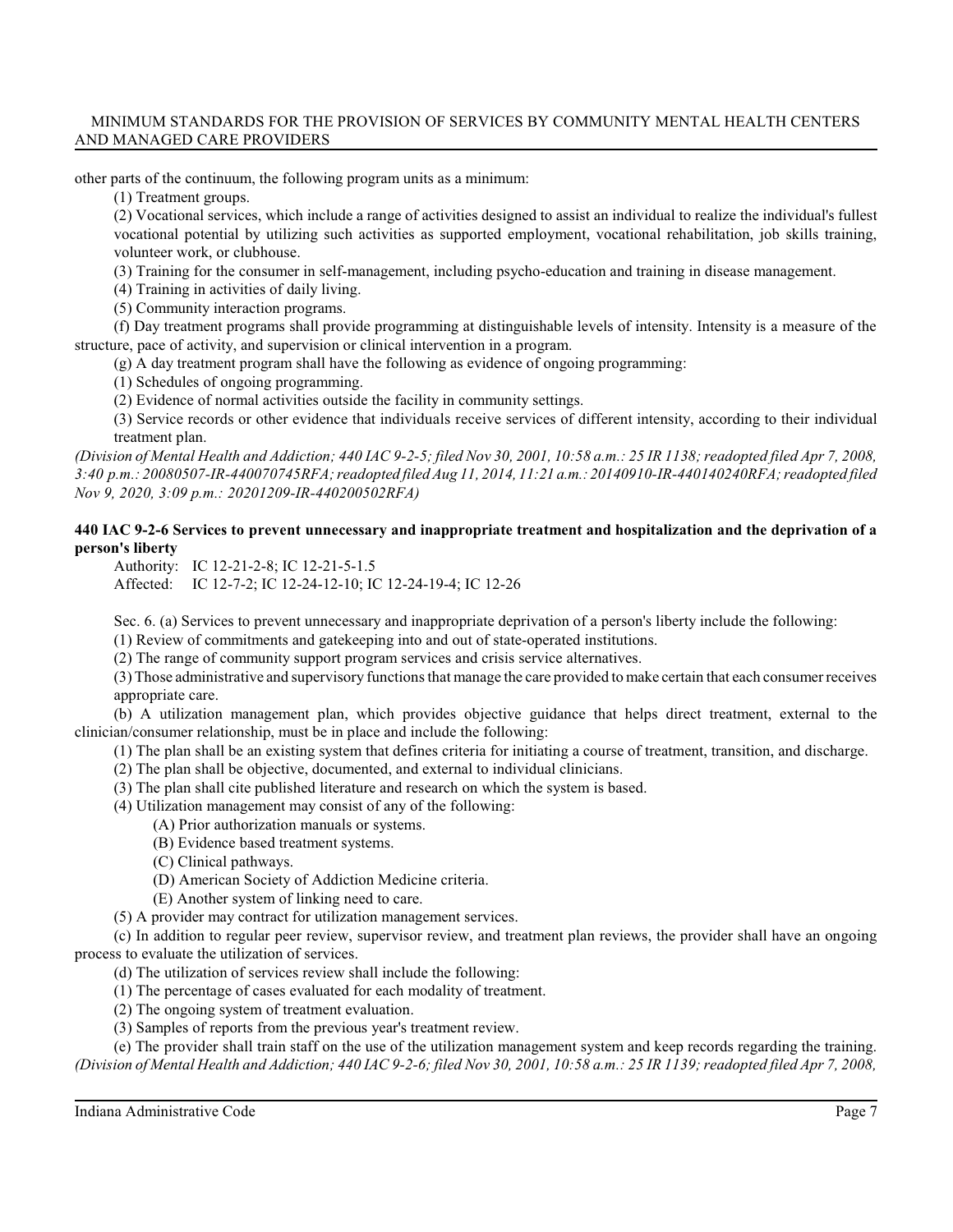other parts of the continuum, the following program units as a minimum:

(1) Treatment groups.

(2) Vocational services, which include a range of activities designed to assist an individual to realize the individual's fullest vocational potential by utilizing such activities as supported employment, vocational rehabilitation, job skills training, volunteer work, or clubhouse.

(3) Training for the consumer in self-management, including psycho-education and training in disease management.

(4) Training in activities of daily living.

(5) Community interaction programs.

(f) Day treatment programs shall provide programming at distinguishable levels of intensity. Intensity is a measure of the structure, pace of activity, and supervision or clinical intervention in a program.

(g) A day treatment program shall have the following as evidence of ongoing programming:

(1) Schedules of ongoing programming.

(2) Evidence of normal activities outside the facility in community settings.

(3) Service records or other evidence that individuals receive services of different intensity, according to their individual treatment plan.

*(Division of Mental Health and Addiction; 440 IAC 9-2-5; filed Nov 30, 2001, 10:58 a.m.: 25 IR 1138; readopted filed Apr 7, 2008, 3:40 p.m.: 20080507-IR-440070745RFA; readopted filed Aug 11, 2014, 11:21 a.m.: 20140910-IR-440140240RFA; readopted filed Nov 9, 2020, 3:09 p.m.: 20201209-IR-440200502RFA)*

**440 IAC 9-2-6 Services to prevent unnecessary and inappropriate treatment and hospitalization and the deprivation of a person's liberty**

Authority: IC 12-21-2-8; IC 12-21-5-1.5
Affected: IC 12-7-2; IC 12-24-12-10; IC 12-24-19-4; IC 12-26

Sec. 6. (a) Services to prevent unnecessary and inappropriate deprivation of a person's liberty include the following:

(1) Review of commitments and gatekeeping into and out of state-operated institutions.

(2) The range of community support program services and crisis service alternatives.

(3) Those administrative and supervisory functions that manage the care provided to make certain that each consumer receives appropriate care.

(b) A utilization management plan, which provides objective guidance that helps direct treatment, external to the clinician/consumer relationship, must be in place and include the following:

(1) The plan shall be an existing system that defines criteria for initiating a course of treatment, transition, and discharge.

(2) The plan shall be objective, documented, and external to individual clinicians.

(3) The plan shall cite published literature and research on which the system is based.

(4) Utilization management may consist of any of the following:

(A) Prior authorization manuals or systems.

(B) Evidence based treatment systems.

(C) Clinical pathways.

(D) American Society of Addiction Medicine criteria.

(E) Another system of linking need to care.

(5) A provider may contract for utilization management services.

(c) In addition to regular peer review, supervisor review, and treatment plan reviews, the provider shall have an ongoing process to evaluate the utilization of services.

(d) The utilization of services review shall include the following:

(1) The percentage of cases evaluated for each modality of treatment.

(2) The ongoing system of treatment evaluation.

(3) Samples of reports from the previous year's treatment review.

(e) The provider shall train staff on the use of the utilization management system and keep records regarding the training.
*(Division of Mental Health and Addiction; 440 IAC 9-2-6; filed Nov 30, 2001, 10:58 a.m.: 25 IR 1139; readopted filed Apr 7, 2008,*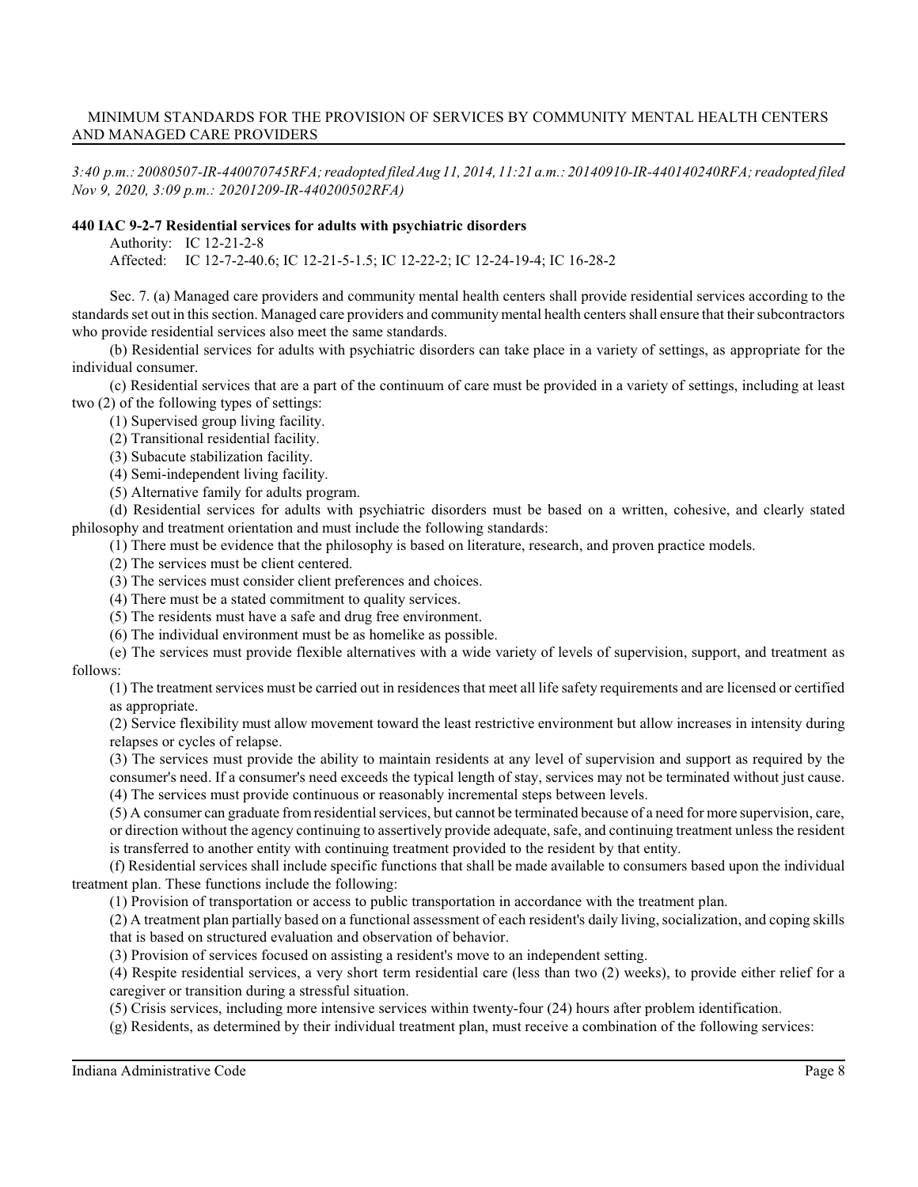*3:40 p.m.: 20080507-IR-440070745RFA; readopted filed Aug 11, 2014, 11:21 a.m.: 20140910-IR-440140240RFA; readopted filed Nov 9, 2020, 3:09 p.m.: 20201209-IR-440200502RFA)*

**440 IAC 9-2-7 Residential services for adults with psychiatric disorders**

Authority: IC 12-21-2-8

Affected: IC 12-7-2-40.6; IC 12-21-5-1.5; IC 12-22-2; IC 12-24-19-4; IC 16-28-2

Sec. 7. (a) Managed care providers and community mental health centers shall provide residential services according to the standards set out in this section. Managed care providers and community mental health centers shall ensure that their subcontractors who provide residential services also meet the same standards.

(b) Residential services for adults with psychiatric disorders can take place in a variety of settings, as appropriate for the individual consumer.

(c) Residential services that are a part of the continuum of care must be provided in a variety of settings, including at least two (2) of the following types of settings:

(1) Supervised group living facility.

(2) Transitional residential facility.

(3) Subacute stabilization facility.

(4) Semi-independent living facility.

(5) Alternative family for adults program.

(d) Residential services for adults with psychiatric disorders must be based on a written, cohesive, and clearly stated philosophy and treatment orientation and must include the following standards:

(1) There must be evidence that the philosophy is based on literature, research, and proven practice models.

(2) The services must be client centered.

(3) The services must consider client preferences and choices.

(4) There must be a stated commitment to quality services.

(5) The residents must have a safe and drug free environment.

(6) The individual environment must be as homelike as possible.

(e) The services must provide flexible alternatives with a wide variety of levels of supervision, support, and treatment as follows:

(1) The treatment services must be carried out in residences that meet all life safety requirements and are licensed or certified as appropriate.

(2) Service flexibility must allow movement toward the least restrictive environment but allow increases in intensity during relapses or cycles of relapse.

(3) The services must provide the ability to maintain residents at any level of supervision and support as required by the consumer's need. If a consumer's need exceeds the typical length of stay, services may not be terminated without just cause.

(4) The services must provide continuous or reasonably incremental steps between levels.

(5) A consumer can graduate from residential services, but cannot be terminated because of a need for more supervision, care, or direction without the agency continuing to assertively provide adequate, safe, and continuing treatment unless the resident is transferred to another entity with continuing treatment provided to the resident by that entity.

(f) Residential services shall include specific functions that shall be made available to consumers based upon the individual treatment plan. These functions include the following:

(1) Provision of transportation or access to public transportation in accordance with the treatment plan.

(2) A treatment plan partially based on a functional assessment of each resident's daily living, socialization, and coping skills that is based on structured evaluation and observation of behavior.

(3) Provision of services focused on assisting a resident's move to an independent setting.

(4) Respite residential services, a very short term residential care (less than two (2) weeks), to provide either relief for a caregiver or transition during a stressful situation.

(5) Crisis services, including more intensive services within twenty-four (24) hours after problem identification.

(g) Residents, as determined by their individual treatment plan, must receive a combination of the following services: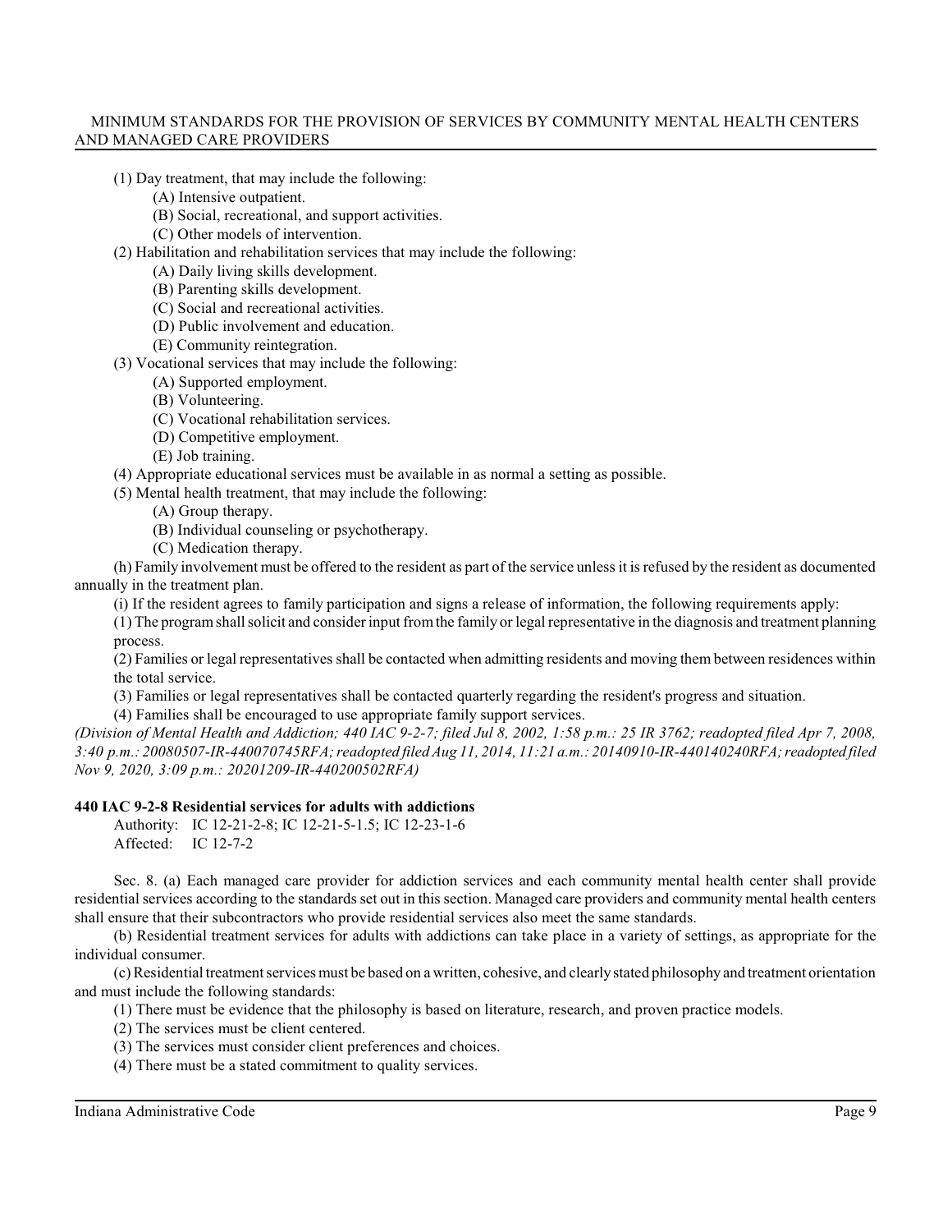(1) Day treatment, that may include the following:

(A) Intensive outpatient.

(B) Social, recreational, and support activities.

(C) Other models of intervention.

(2) Habilitation and rehabilitation services that may include the following:

(A) Daily living skills development.

(B) Parenting skills development.

(C) Social and recreational activities.

(D) Public involvement and education.

(E) Community reintegration.

(3) Vocational services that may include the following:

(A) Supported employment.

(B) Volunteering.

(C) Vocational rehabilitation services.

(D) Competitive employment.

(E) Job training.

(4) Appropriate educational services must be available in as normal a setting as possible.

(5) Mental health treatment, that may include the following:

(A) Group therapy.

(B) Individual counseling or psychotherapy.

(C) Medication therapy.

(h) Family involvement must be offered to the resident as part of the service unless it is refused by the resident as documented annually in the treatment plan.

(i) If the resident agrees to family participation and signs a release of information, the following requirements apply:

(1) The program shall solicit and consider input from the family or legal representative in the diagnosis and treatment planning process.

(2) Families or legal representatives shall be contacted when admitting residents and moving them between residences within the total service.

(3) Families or legal representatives shall be contacted quarterly regarding the resident's progress and situation.

(4) Families shall be encouraged to use appropriate family support services.

*(Division of Mental Health and Addiction; 440 IAC 9-2-7; filed Jul 8, 2002, 1:58 p.m.: 25 IR 3762; readopted filed Apr 7, 2008, 3:40 p.m.: 20080507-IR-440070745RFA; readopted filed Aug 11, 2014, 11:21 a.m.: 20140910-IR-440140240RFA; readopted filed Nov 9, 2020, 3:09 p.m.: 20201209-IR-440200502RFA)*

**440 IAC 9-2-8 Residential services for adults with addictions**

Authority: IC 12-21-2-8; IC 12-21-5-1.5; IC 12-23-1-6
Affected: IC 12-7-2

Sec. 8. (a) Each managed care provider for addiction services and each community mental health center shall provide residential services according to the standards set out in this section. Managed care providers and community mental health centers shall ensure that their subcontractors who provide residential services also meet the same standards.

(b) Residential treatment services for adults with addictions can take place in a variety of settings, as appropriate for the individual consumer.

(c) Residential treatment services must be based on a written, cohesive, and clearly stated philosophy and treatment orientation and must include the following standards:

(1) There must be evidence that the philosophy is based on literature, research, and proven practice models.

(2) The services must be client centered.

(3) The services must consider client preferences and choices.

(4) There must be a stated commitment to quality services.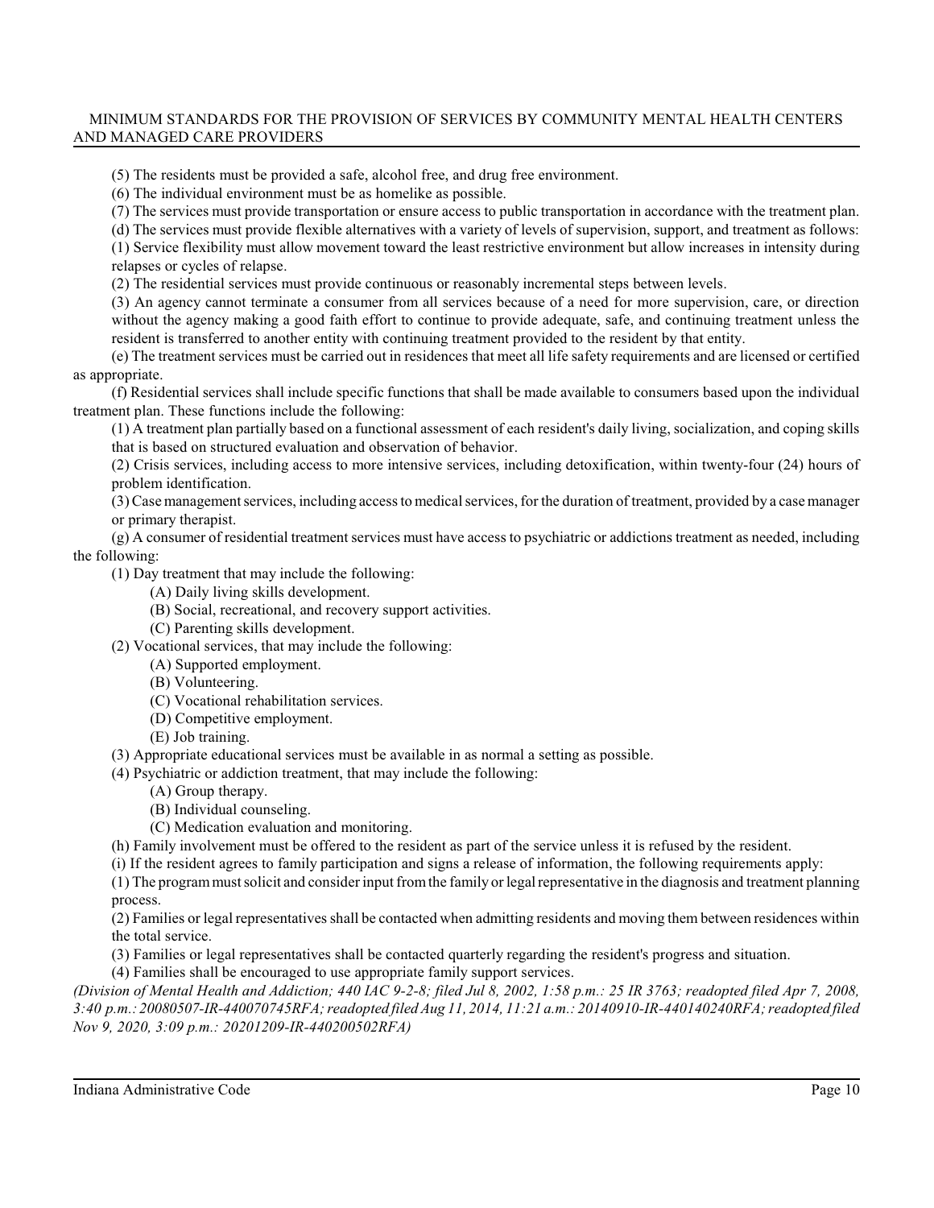(5) The residents must be provided a safe, alcohol free, and drug free environment.

(6) The individual environment must be as homelike as possible.

(7) The services must provide transportation or ensure access to public transportation in accordance with the treatment plan.

(d) The services must provide flexible alternatives with a variety of levels of supervision, support, and treatment as follows:

(1) Service flexibility must allow movement toward the least restrictive environment but allow increases in intensity during relapses or cycles of relapse.

(2) The residential services must provide continuous or reasonably incremental steps between levels.

(3) An agency cannot terminate a consumer from all services because of a need for more supervision, care, or direction without the agency making a good faith effort to continue to provide adequate, safe, and continuing treatment unless the resident is transferred to another entity with continuing treatment provided to the resident by that entity.

(e) The treatment services must be carried out in residences that meet all life safety requirements and are licensed or certified as appropriate.

(f) Residential services shall include specific functions that shall be made available to consumers based upon the individual treatment plan. These functions include the following:

(1) A treatment plan partially based on a functional assessment of each resident's daily living, socialization, and coping skills that is based on structured evaluation and observation of behavior.

(2) Crisis services, including access to more intensive services, including detoxification, within twenty-four (24) hours of problem identification.

(3) Case management services, including access to medical services, for the duration of treatment, provided by a case manager or primary therapist.

(g) A consumer of residential treatment services must have access to psychiatric or addictions treatment as needed, including the following:

(1) Day treatment that may include the following:

(A) Daily living skills development.

(B) Social, recreational, and recovery support activities.

(C) Parenting skills development.

(2) Vocational services, that may include the following:

(A) Supported employment.

(B) Volunteering.

(C) Vocational rehabilitation services.

(D) Competitive employment.

(E) Job training.

(3) Appropriate educational services must be available in as normal a setting as possible.

(4) Psychiatric or addiction treatment, that may include the following:

(A) Group therapy.

(B) Individual counseling.

(C) Medication evaluation and monitoring.

(h) Family involvement must be offered to the resident as part of the service unless it is refused by the resident.

(i) If the resident agrees to family participation and signs a release of information, the following requirements apply:

(1) The program must solicit and consider input from the family or legal representative in the diagnosis and treatment planning process.

(2) Families or legal representatives shall be contacted when admitting residents and moving them between residences within the total service.

(3) Families or legal representatives shall be contacted quarterly regarding the resident's progress and situation.

(4) Families shall be encouraged to use appropriate family support services.

*(Division of Mental Health and Addiction; 440 IAC 9-2-8; filed Jul 8, 2002, 1:58 p.m.: 25 IR 3763; readopted filed Apr 7, 2008, 3:40 p.m.: 20080507-IR-440070745RFA; readopted filed Aug 11, 2014, 11:21 a.m.: 20140910-IR-440140240RFA; readopted filed Nov 9, 2020, 3:09 p.m.: 20201209-IR-440200502RFA)*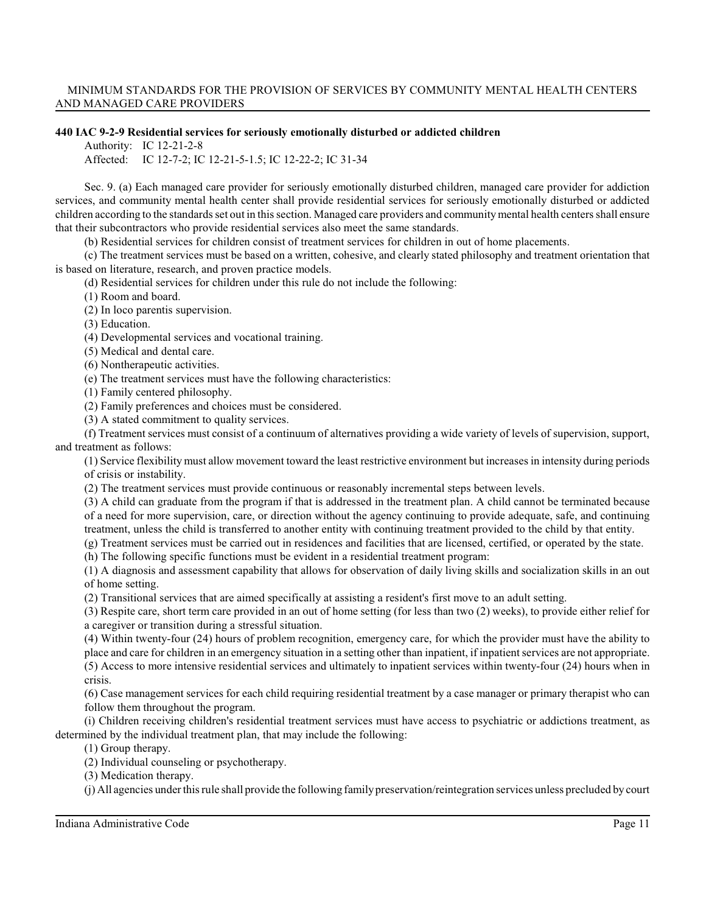**440 IAC 9-2-9 Residential services for seriously emotionally disturbed or addicted children**

Authority: IC 12-21-2-8

Affected: IC 12-7-2; IC 12-21-5-1.5; IC 12-22-2; IC 31-34

Sec. 9. (a) Each managed care provider for seriously emotionally disturbed children, managed care provider for addiction services, and community mental health center shall provide residential services for seriously emotionally disturbed or addicted children according to the standards set out in this section. Managed care providers and community mental health centers shall ensure that their subcontractors who provide residential services also meet the same standards.

(b) Residential services for children consist of treatment services for children in out of home placements.

(c) The treatment services must be based on a written, cohesive, and clearly stated philosophy and treatment orientation that is based on literature, research, and proven practice models.

(d) Residential services for children under this rule do not include the following:

(1) Room and board.

(2) In loco parentis supervision.

(3) Education.

(4) Developmental services and vocational training.

(5) Medical and dental care.

(6) Nontherapeutic activities.

(e) The treatment services must have the following characteristics:

(1) Family centered philosophy.

(2) Family preferences and choices must be considered.

(3) A stated commitment to quality services.

(f) Treatment services must consist of a continuum of alternatives providing a wide variety of levels of supervision, support, and treatment as follows:

(1) Service flexibility must allow movement toward the least restrictive environment but increases in intensity during periods of crisis or instability.

(2) The treatment services must provide continuous or reasonably incremental steps between levels.

(3) A child can graduate from the program if that is addressed in the treatment plan. A child cannot be terminated because of a need for more supervision, care, or direction without the agency continuing to provide adequate, safe, and continuing treatment, unless the child is transferred to another entity with continuing treatment provided to the child by that entity.

(g) Treatment services must be carried out in residences and facilities that are licensed, certified, or operated by the state.

(h) The following specific functions must be evident in a residential treatment program:

(1) A diagnosis and assessment capability that allows for observation of daily living skills and socialization skills in an out of home setting.

(2) Transitional services that are aimed specifically at assisting a resident's first move to an adult setting.

(3) Respite care, short term care provided in an out of home setting (for less than two (2) weeks), to provide either relief for a caregiver or transition during a stressful situation.

(4) Within twenty-four (24) hours of problem recognition, emergency care, for which the provider must have the ability to place and care for children in an emergency situation in a setting other than inpatient, if inpatient services are not appropriate.

(5) Access to more intensive residential services and ultimately to inpatient services within twenty-four (24) hours when in crisis.

(6) Case management services for each child requiring residential treatment by a case manager or primary therapist who can follow them throughout the program.

(i) Children receiving children's residential treatment services must have access to psychiatric or addictions treatment, as determined by the individual treatment plan, that may include the following:

(1) Group therapy.

(2) Individual counseling or psychotherapy.

(3) Medication therapy.

(j) All agencies under this rule shall provide the following family preservation/reintegration services unless precluded by court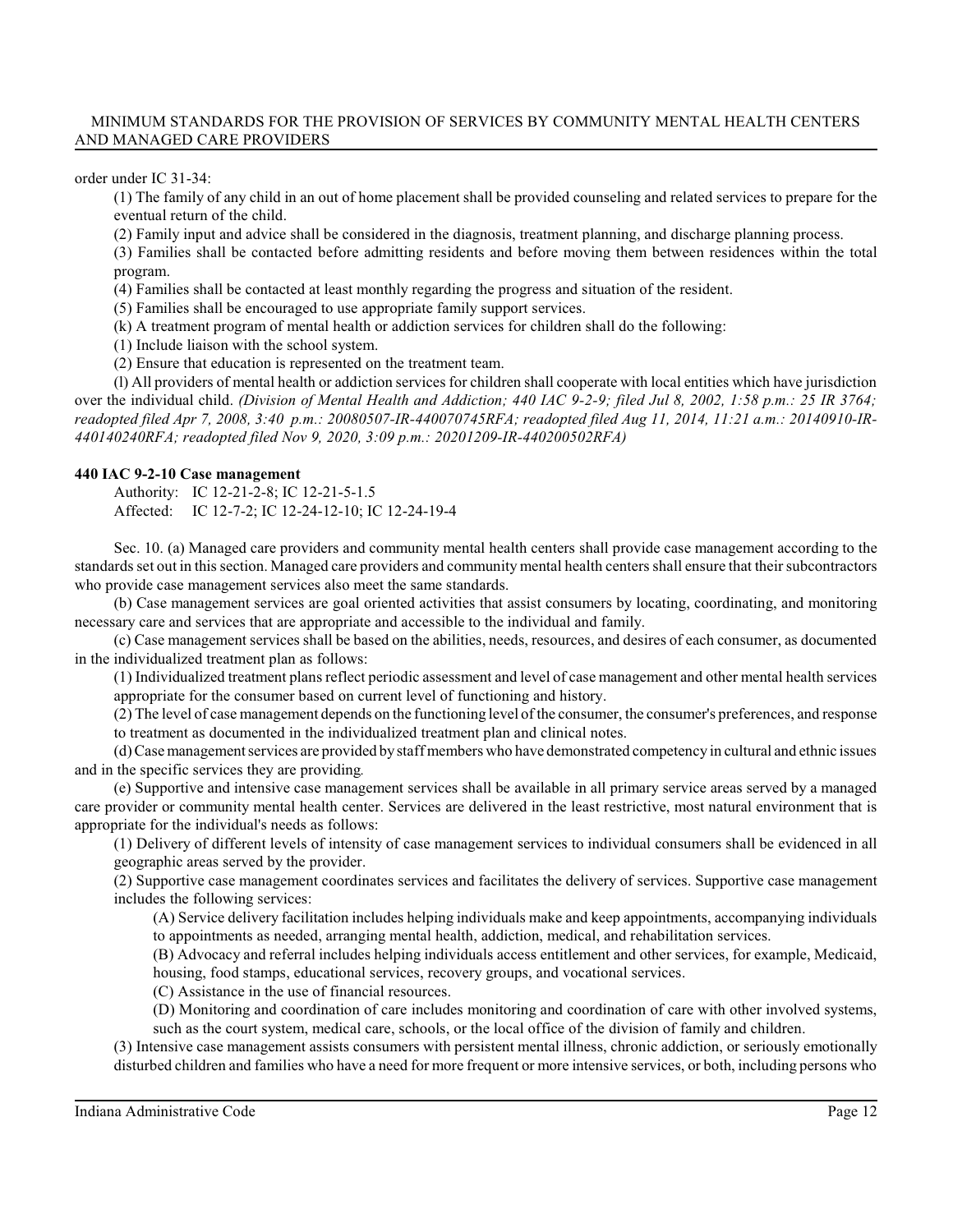order under IC 31-34:

(1) The family of any child in an out of home placement shall be provided counseling and related services to prepare for the eventual return of the child.

(2) Family input and advice shall be considered in the diagnosis, treatment planning, and discharge planning process.

(3) Families shall be contacted before admitting residents and before moving them between residences within the total program.

(4) Families shall be contacted at least monthly regarding the progress and situation of the resident.

(5) Families shall be encouraged to use appropriate family support services.

(k) A treatment program of mental health or addiction services for children shall do the following:

(1) Include liaison with the school system.

(2) Ensure that education is represented on the treatment team.

(l) All providers of mental health or addiction services for children shall cooperate with local entities which have jurisdiction over the individual child. *(Division of Mental Health and Addiction; 440 IAC 9-2-9; filed Jul 8, 2002, 1:58 p.m.: 25 IR 3764; readopted filed Apr 7, 2008, 3:40 p.m.: 20080507-IR-440070745RFA; readopted filed Aug 11, 2014, 11:21 a.m.: 20140910-IR-440140240RFA; readopted filed Nov 9, 2020, 3:09 p.m.: 20201209-IR-440200502RFA)*

**440 IAC 9-2-10 Case management**

Authority: IC 12-21-2-8; IC 12-21-5-1.5
Affected: IC 12-7-2; IC 12-24-12-10; IC 12-24-19-4

Sec. 10. (a) Managed care providers and community mental health centers shall provide case management according to the standards set out in this section. Managed care providers and community mental health centers shall ensure that their subcontractors who provide case management services also meet the same standards.

(b) Case management services are goal oriented activities that assist consumers by locating, coordinating, and monitoring necessary care and services that are appropriate and accessible to the individual and family.

(c) Case management services shall be based on the abilities, needs, resources, and desires of each consumer, as documented in the individualized treatment plan as follows:

(1) Individualized treatment plans reflect periodic assessment and level of case management and other mental health services appropriate for the consumer based on current level of functioning and history.

(2) The level of case management depends on the functioning level of the consumer, the consumer's preferences, and response to treatment as documented in the individualized treatment plan and clinical notes.

(d) Case management services are provided by staff members who have demonstrated competency in cultural and ethnic issues and in the specific services they are providing.

(e) Supportive and intensive case management services shall be available in all primary service areas served by a managed care provider or community mental health center. Services are delivered in the least restrictive, most natural environment that is appropriate for the individual's needs as follows:

(1) Delivery of different levels of intensity of case management services to individual consumers shall be evidenced in all geographic areas served by the provider.

(2) Supportive case management coordinates services and facilitates the delivery of services. Supportive case management includes the following services:

(A) Service delivery facilitation includes helping individuals make and keep appointments, accompanying individuals to appointments as needed, arranging mental health, addiction, medical, and rehabilitation services.

(B) Advocacy and referral includes helping individuals access entitlement and other services, for example, Medicaid, housing, food stamps, educational services, recovery groups, and vocational services.

(C) Assistance in the use of financial resources.

(D) Monitoring and coordination of care includes monitoring and coordination of care with other involved systems, such as the court system, medical care, schools, or the local office of the division of family and children.

(3) Intensive case management assists consumers with persistent mental illness, chronic addiction, or seriously emotionally disturbed children and families who have a need for more frequent or more intensive services, or both, including persons who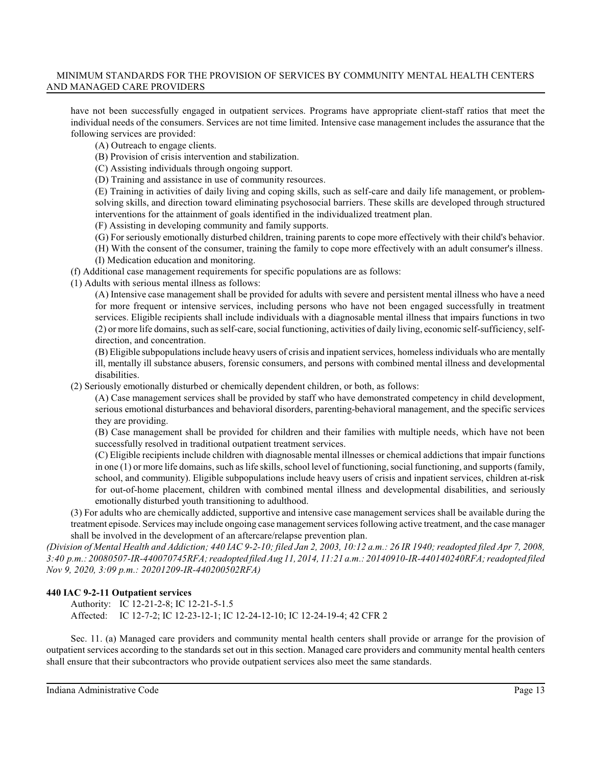have not been successfully engaged in outpatient services. Programs have appropriate client-staff ratios that meet the individual needs of the consumers. Services are not time limited. Intensive case management includes the assurance that the following services are provided:

(A) Outreach to engage clients.

(B) Provision of crisis intervention and stabilization.

(C) Assisting individuals through ongoing support.

(D) Training and assistance in use of community resources.

(E) Training in activities of daily living and coping skills, such as self-care and daily life management, or problem-solving skills, and direction toward eliminating psychosocial barriers. These skills are developed through structured interventions for the attainment of goals identified in the individualized treatment plan.

(F) Assisting in developing community and family supports.

(G) For seriously emotionally disturbed children, training parents to cope more effectively with their child's behavior.

(H) With the consent of the consumer, training the family to cope more effectively with an adult consumer's illness.

(I) Medication education and monitoring.

(f) Additional case management requirements for specific populations are as follows:

(1) Adults with serious mental illness as follows:

(A) Intensive case management shall be provided for adults with severe and persistent mental illness who have a need for more frequent or intensive services, including persons who have not been engaged successfully in treatment services. Eligible recipients shall include individuals with a diagnosable mental illness that impairs functions in two (2) or more life domains, such as self-care, social functioning, activities of daily living, economic self-sufficiency, self-direction, and concentration.

(B) Eligible subpopulations include heavy users of crisis and inpatient services, homeless individuals who are mentally ill, mentally ill substance abusers, forensic consumers, and persons with combined mental illness and developmental disabilities.

(2) Seriously emotionally disturbed or chemically dependent children, or both, as follows:

(A) Case management services shall be provided by staff who have demonstrated competency in child development, serious emotional disturbances and behavioral disorders, parenting-behavioral management, and the specific services they are providing.

(B) Case management shall be provided for children and their families with multiple needs, which have not been successfully resolved in traditional outpatient treatment services.

(C) Eligible recipients include children with diagnosable mental illnesses or chemical addictions that impair functions in one (1) or more life domains, such as life skills, school level of functioning, social functioning, and supports (family, school, and community). Eligible subpopulations include heavy users of crisis and inpatient services, children at-risk for out-of-home placement, children with combined mental illness and developmental disabilities, and seriously emotionally disturbed youth transitioning to adulthood.

(3) For adults who are chemically addicted, supportive and intensive case management services shall be available during the treatment episode. Services may include ongoing case management services following active treatment, and the case manager shall be involved in the development of an aftercare/relapse prevention plan.

*(Division of Mental Health and Addiction; 440 IAC 9-2-10; filed Jan 2, 2003, 10:12 a.m.: 26 IR 1940; readopted filed Apr 7, 2008, 3:40 p.m.: 20080507-IR-440070745RFA; readopted filed Aug 11, 2014, 11:21 a.m.: 20140910-IR-440140240RFA; readopted filed Nov 9, 2020, 3:09 p.m.: 20201209-IR-440200502RFA)*

**440 IAC 9-2-11 Outpatient services**

Authority: IC 12-21-2-8; IC 12-21-5-1.5
Affected: IC 12-7-2; IC 12-23-12-1; IC 12-24-12-10; IC 12-24-19-4; 42 CFR 2

Sec. 11. (a) Managed care providers and community mental health centers shall provide or arrange for the provision of outpatient services according to the standards set out in this section. Managed care providers and community mental health centers shall ensure that their subcontractors who provide outpatient services also meet the same standards.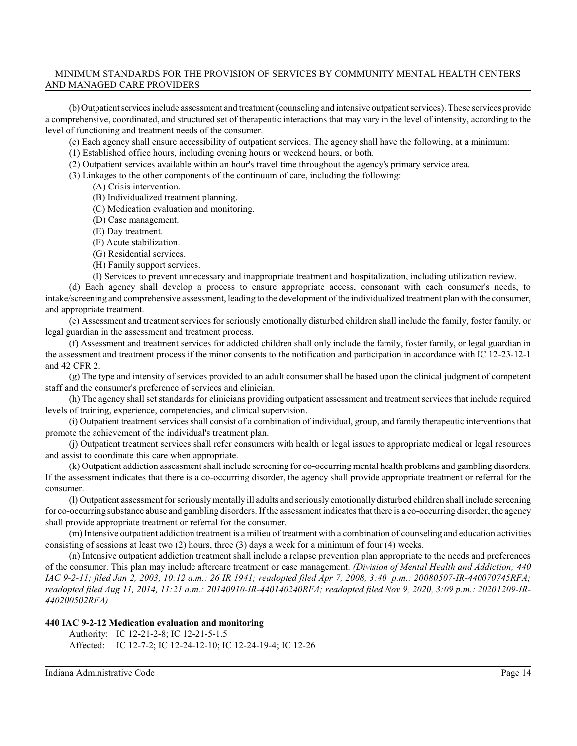(b) Outpatient services include assessment and treatment (counseling and intensive outpatient services). These services provide a comprehensive, coordinated, and structured set of therapeutic interactions that may vary in the level of intensity, according to the level of functioning and treatment needs of the consumer.

(c) Each agency shall ensure accessibility of outpatient services. The agency shall have the following, at a minimum:

(1) Established office hours, including evening hours or weekend hours, or both.

(2) Outpatient services available within an hour's travel time throughout the agency's primary service area.

(3) Linkages to the other components of the continuum of care, including the following:

(A) Crisis intervention.

(B) Individualized treatment planning.

(C) Medication evaluation and monitoring.

(D) Case management.

(E) Day treatment.

(F) Acute stabilization.

(G) Residential services.

(H) Family support services.

(I) Services to prevent unnecessary and inappropriate treatment and hospitalization, including utilization review.

(d) Each agency shall develop a process to ensure appropriate access, consonant with each consumer's needs, to intake/screening and comprehensive assessment, leading to the development of the individualized treatment plan with the consumer, and appropriate treatment.

(e) Assessment and treatment services for seriously emotionally disturbed children shall include the family, foster family, or legal guardian in the assessment and treatment process.

(f) Assessment and treatment services for addicted children shall only include the family, foster family, or legal guardian in the assessment and treatment process if the minor consents to the notification and participation in accordance with IC 12-23-12-1 and 42 CFR 2.

(g) The type and intensity of services provided to an adult consumer shall be based upon the clinical judgment of competent staff and the consumer's preference of services and clinician.

(h) The agency shall set standards for clinicians providing outpatient assessment and treatment services that include required levels of training, experience, competencies, and clinical supervision.

(i) Outpatient treatment services shall consist of a combination of individual, group, and family therapeutic interventions that promote the achievement of the individual's treatment plan.

(j) Outpatient treatment services shall refer consumers with health or legal issues to appropriate medical or legal resources and assist to coordinate this care when appropriate.

(k) Outpatient addiction assessment shall include screening for co-occurring mental health problems and gambling disorders. If the assessment indicates that there is a co-occurring disorder, the agency shall provide appropriate treatment or referral for the consumer.

(l) Outpatient assessment for seriously mentally ill adults and seriously emotionally disturbed children shall include screening for co-occurring substance abuse and gambling disorders. If the assessment indicates that there is a co-occurring disorder, the agency shall provide appropriate treatment or referral for the consumer.

(m) Intensive outpatient addiction treatment is a milieu of treatment with a combination of counseling and education activities consisting of sessions at least two (2) hours, three (3) days a week for a minimum of four (4) weeks.

(n) Intensive outpatient addiction treatment shall include a relapse prevention plan appropriate to the needs and preferences of the consumer. This plan may include aftercare treatment or case management. *(Division of Mental Health and Addiction; 440 IAC 9-2-11; filed Jan 2, 2003, 10:12 a.m.: 26 IR 1941; readopted filed Apr 7, 2008, 3:40 p.m.: 20080507-IR-440070745RFA; readopted filed Aug 11, 2014, 11:21 a.m.: 20140910-IR-440140240RFA; readopted filed Nov 9, 2020, 3:09 p.m.: 20201209-IR-440200502RFA)*

**440 IAC 9-2-12 Medication evaluation and monitoring**

Authority: IC 12-21-2-8; IC 12-21-5-1.5
Affected: IC 12-7-2; IC 12-24-12-10; IC 12-24-19-4; IC 12-26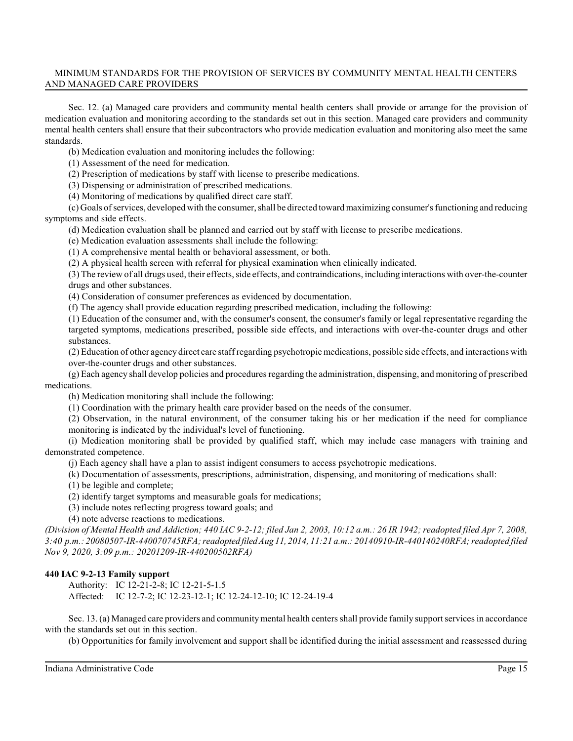Sec. 12. (a) Managed care providers and community mental health centers shall provide or arrange for the provision of medication evaluation and monitoring according to the standards set out in this section. Managed care providers and community mental health centers shall ensure that their subcontractors who provide medication evaluation and monitoring also meet the same standards.

(b) Medication evaluation and monitoring includes the following:

(1) Assessment of the need for medication.

(2) Prescription of medications by staff with license to prescribe medications.

(3) Dispensing or administration of prescribed medications.

(4) Monitoring of medications by qualified direct care staff.

(c) Goals of services, developed with the consumer, shall be directed toward maximizing consumer's functioning and reducing symptoms and side effects.

(d) Medication evaluation shall be planned and carried out by staff with license to prescribe medications.

(e) Medication evaluation assessments shall include the following:

(1) A comprehensive mental health or behavioral assessment, or both.

(2) A physical health screen with referral for physical examination when clinically indicated.

(3) The review of all drugs used, their effects, side effects, and contraindications, including interactions with over-the-counter drugs and other substances.

(4) Consideration of consumer preferences as evidenced by documentation.

(f) The agency shall provide education regarding prescribed medication, including the following:

(1) Education of the consumer and, with the consumer's consent, the consumer's family or legal representative regarding the targeted symptoms, medications prescribed, possible side effects, and interactions with over-the-counter drugs and other substances.

(2) Education of other agency direct care staff regarding psychotropic medications, possible side effects, and interactions with over-the-counter drugs and other substances.

(g) Each agency shall develop policies and procedures regarding the administration, dispensing, and monitoring of prescribed medications.

(h) Medication monitoring shall include the following:

(1) Coordination with the primary health care provider based on the needs of the consumer.

(2) Observation, in the natural environment, of the consumer taking his or her medication if the need for compliance monitoring is indicated by the individual's level of functioning.

(i) Medication monitoring shall be provided by qualified staff, which may include case managers with training and demonstrated competence.

(j) Each agency shall have a plan to assist indigent consumers to access psychotropic medications.

(k) Documentation of assessments, prescriptions, administration, dispensing, and monitoring of medications shall:

(1) be legible and complete;

(2) identify target symptoms and measurable goals for medications;

(3) include notes reflecting progress toward goals; and

(4) note adverse reactions to medications.

*(Division of Mental Health and Addiction; 440 IAC 9-2-12; filed Jan 2, 2003, 10:12 a.m.: 26 IR 1942; readopted filed Apr 7, 2008, 3:40 p.m.: 20080507-IR-440070745RFA; readopted filed Aug 11, 2014, 11:21 a.m.: 20140910-IR-440140240RFA; readopted filed Nov 9, 2020, 3:09 p.m.: 20201209-IR-440200502RFA)*

**440 IAC 9-2-13 Family support**

Authority: IC 12-21-2-8; IC 12-21-5-1.5

Affected: IC 12-7-2; IC 12-23-12-1; IC 12-24-12-10; IC 12-24-19-4

Sec. 13. (a) Managed care providers and community mental health centers shall provide family support services in accordance with the standards set out in this section.

(b) Opportunities for family involvement and support shall be identified during the initial assessment and reassessed during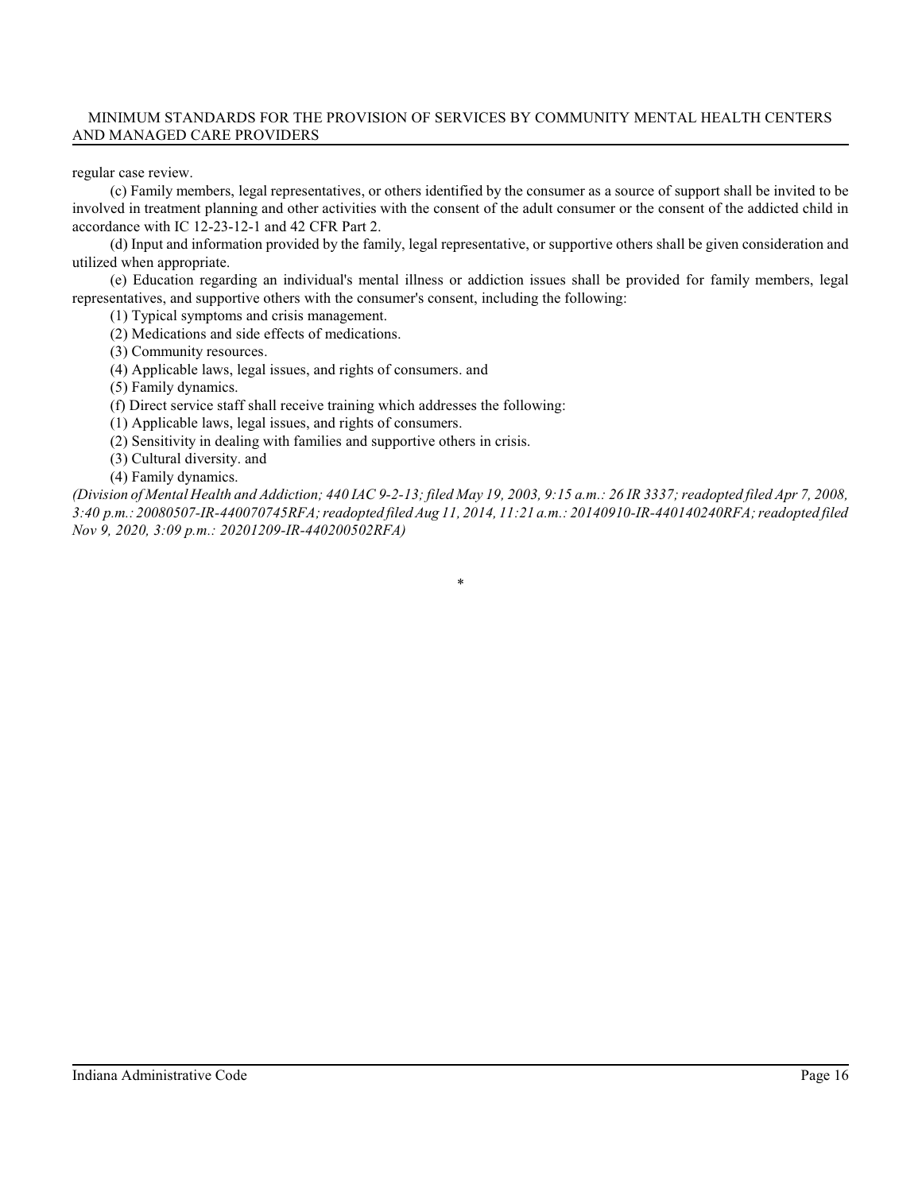regular case review.

(c) Family members, legal representatives, or others identified by the consumer as a source of support shall be invited to be involved in treatment planning and other activities with the consent of the adult consumer or the consent of the addicted child in accordance with IC 12-23-12-1 and 42 CFR Part 2.

(d) Input and information provided by the family, legal representative, or supportive others shall be given consideration and utilized when appropriate.

(e) Education regarding an individual's mental illness or addiction issues shall be provided for family members, legal representatives, and supportive others with the consumer's consent, including the following:

(1) Typical symptoms and crisis management.

(2) Medications and side effects of medications.

(3) Community resources.

(4) Applicable laws, legal issues, and rights of consumers. and

(5) Family dynamics.

(f) Direct service staff shall receive training which addresses the following:

(1) Applicable laws, legal issues, and rights of consumers.

(2) Sensitivity in dealing with families and supportive others in crisis.

(3) Cultural diversity. and

(4) Family dynamics.

*(Division of Mental Health and Addiction; 440 IAC 9-2-13; filed May 19, 2003, 9:15 a.m.: 26 IR 3337; readopted filed Apr 7, 2008, 3:40 p.m.: 20080507-IR-440070745RFA; readopted filed Aug 11, 2014, 11:21 a.m.: 20140910-IR-440140240RFA; readopted filed Nov 9, 2020, 3:09 p.m.: 20201209-IR-440200502RFA)*

*